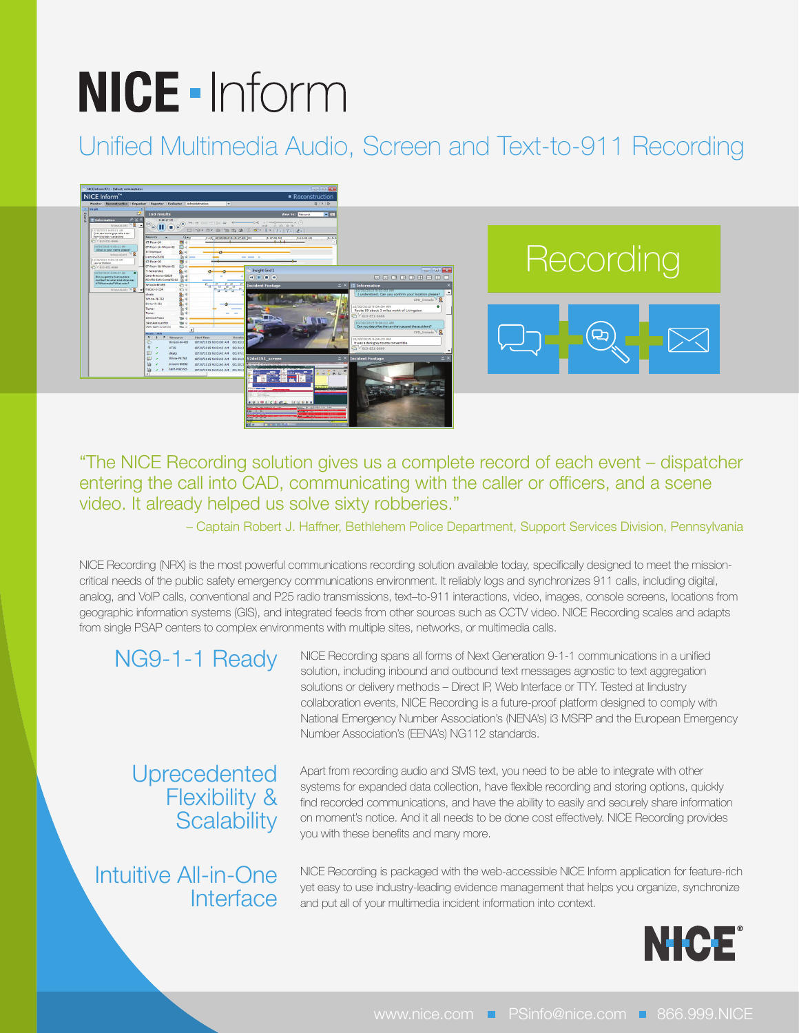# NICE · Inform

## Unified Multimedia Audio, Screen and Text-to-911 Recording

Recording

"The NICE Recording solution gives us a complete record of each event – dispatcher entering the call into CAD, communicating with the caller or officers, and a scene video. It already helped us solve sixty robberies."

– Captain Robert J. Haffner, Bethlehem Police Department, Support Services Division, Pennsylvania

NICE Recording (NRX) is the most powerful communications recording solution available today, specifically designed to meet the mission-critical needs of the public safety emergency communications environment. It reliably logs and synchronizes 911 calls, including digital, analog, and VoIP calls, conventional and P25 radio transmissions, text–to-911 interactions, video, images, console screens, locations from geographic information systems (GIS), and integrated feeds from other sources such as CCTV video. NICE Recording scales and adapts from single PSAP centers to complex environments with multiple sites, networks, or multimedia calls.

### NG9-1-1 Ready

NICE Recording spans all forms of Next Generation 9-1-1 communications in a unified solution, including inbound and outbound text messages agnostic to text aggregation solutions or delivery methods – Direct IP, Web Interface or TTY. Tested at Industry collaboration events, NICE Recording is a future-proof platform designed to comply with National Emergency Number Association's (NENA's) i3 MSRP and the European Emergency Number Association's (EENA's) NG112 standards.

### Uprecedented Flexibility & Scalability

Apart from recording audio and SMS text, you need to be able to integrate with other systems for expanded data collection, have flexible recording and storing options, quickly find recorded communications, and have the ability to easily and securely share information on moment's notice. And it all needs to be done cost effectively. NICE Recording provides you with these benefits and many more.

### Intuitive All-in-One Interface

NICE Recording is packaged with the web-accessible NICE Inform application for feature-rich yet easy to use industry-leading evidence management that helps you organize, synchronize and put all of your multimedia incident information into context.

NICE®

www.nice.com ■ PSinfo@nice.com ■ 866.999.NICE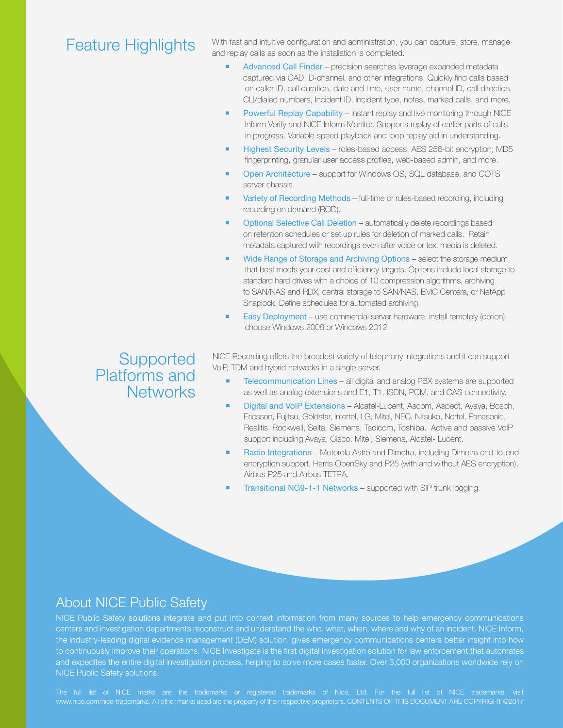## Feature Highlights

With fast and intuitive configuration and administration, you can capture, store, manage and replay calls as soon as the installation is completed.

- Advanced Call Finder – precision searches leverage expanded metadata captured via CAD, D-channel, and other integrations. Quickly find calls based on caller ID, call duration, date and time, user name, channel ID, call direction, CLI/dialed numbers, Incident ID, Incident type, notes, marked calls, and more.
- Powerful Replay Capability – instant replay and live monitoring through NICE Inform Verify and NICE Inform Monitor. Supports replay of earlier parts of calls in progress. Variable speed playback and loop replay aid in understanding.
- Highest Security Levels – roles-based access, AES 256-bit encryption; MD5 fingerprinting, granular user access profiles, web-based admin, and more.
- Open Architecture – support for Windows OS, SQL database, and COTS server chassis.
- Variety of Recording Methods – full-time or rules-based recording, including recording on demand (ROD).
- Optional Selective Call Deletion – automatically delete recordings based on retention schedules or set up rules for deletion of marked calls. Retain metadata captured with recordings even after voice or text media is deleted.
- Wide Range of Storage and Archiving Options – select the storage medium that best meets your cost and efficiency targets. Options include local storage to standard hard drives with a choice of 10 compression algorithms, archiving to SAN/NAS and RDX, central storage to SAN/NAS, EMC Centera, or NetApp Snaplock. Define schedules for automated archiving.
- Easy Deployment – use commercial server hardware, install remotely (option), choose Windows 2008 or Windows 2012.

## Supported Platforms and Networks

NICE Recording offers the broadest variety of telephony integrations and it can support VoIP, TDM and hybrid networks in a single server.

- Telecommunication Lines – all digital and analog PBX systems are supported as well as analog extensions and E1, T1, ISDN, PCM, and CAS connectivity.
- Digital and VoIP Extensions – Alcatel-Lucent, Ascom, Aspect, Avaya, Bosch, Ericsson, Fujitsu, Goldstar, Intertel, LG, Mitel, NEC, Nitsuko, Nortel, Panasonic, Realitis, Rockwell, Selta, Siemens, Tadicom, Toshiba. Active and passive VoIP support including Avaya, Cisco, Mitel, Siemens, Alcatel- Lucent.
- Radio Integrations – Motorola Astro and Dimetra, including Dimetra end-to-end encryption support, Harris OpenSky and P25 (with and without AES encryption), Airbus P25 and Airbus TETRA.
- Transitional NG9-1-1 Networks – supported with SIP trunk logging.

## About NICE Public Safety

NICE Public Safety solutions integrate and put into context information from many sources to help emergency communications centers and investigation departments reconstruct and understand the who, what, when, where and why of an incident. NICE Inform, the industry-leading digital evidence management (DEM) solution, gives emergency communications centers better insight into how to continuously improve their operations. NICE Investigate is the first digital investigation solution for law enforcement that automates and expedites the entire digital investigation process, helping to solve more cases faster. Over 3,000 organizations worldwide rely on NICE Public Safety solutions.

The full list of NICE marks are the trademarks or registered trademarks of Nice, Ltd. For the full list of NICE trademarks, visit www.nice.com/nice-trademarks. All other marks used are the property of their respective proprietors. CONTENTS OF THIS DOCUMENT ARE COPYRIGHT ©2017